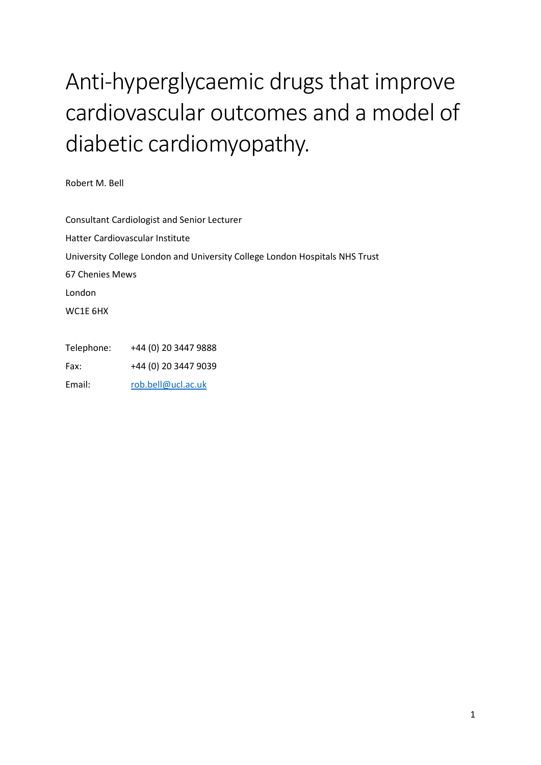# Anti-hyperglycaemic drugs that improve cardiovascular outcomes and a model of diabetic cardiomyopathy.

Robert M. Bell

Consultant Cardiologist and Senior Lecturer

Hatter Cardiovascular Institute

University College London and University College London Hospitals NHS Trust

67 Chenies Mews

London

WC1E 6HX

Telephone: +44 (0) 20 3447 9888

Fax: +44 (0) 20 3447 9039

Email: rob.bell@ucl.ac.uk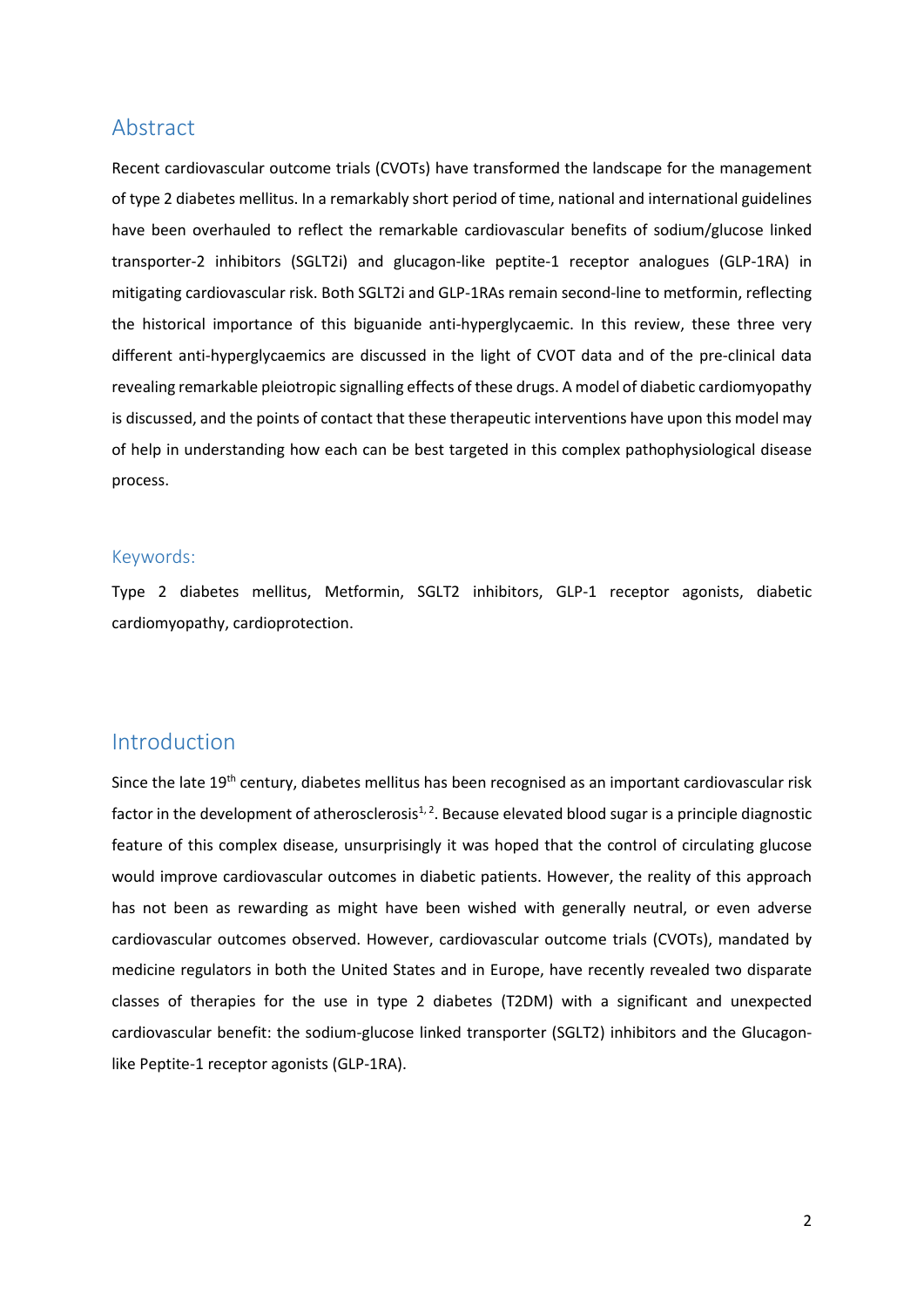## Abstract

Recent cardiovascular outcome trials (CVOTs) have transformed the landscape for the management of type 2 diabetes mellitus. In a remarkably short period of time, national and international guidelines have been overhauled to reflect the remarkable cardiovascular benefits of sodium/glucose linked transporter-2 inhibitors (SGLT2i) and glucagon-like peptite-1 receptor analogues (GLP-1RA) in mitigating cardiovascular risk. Both SGLT2i and GLP-1RAs remain second-line to metformin, reflecting the historical importance of this biguanide anti-hyperglycaemic. In this review, these three very different anti-hyperglycaemics are discussed in the light of CVOT data and of the pre-clinical data revealing remarkable pleiotropic signalling effects of these drugs. A model of diabetic cardiomyopathy is discussed, and the points of contact that these therapeutic interventions have upon this model may of help in understanding how each can be best targeted in this complex pathophysiological disease process.

### Keywords:

Type 2 diabetes mellitus, Metformin, SGLT2 inhibitors, GLP-1 receptor agonists, diabetic cardiomyopathy, cardioprotection.

## Introduction

Since the late 19th century, diabetes mellitus has been recognised as an important cardiovascular risk factor in the development of atherosclerosis[1, 2]. Because elevated blood sugar is a principle diagnostic feature of this complex disease, unsurprisingly it was hoped that the control of circulating glucose would improve cardiovascular outcomes in diabetic patients. However, the reality of this approach has not been as rewarding as might have been wished with generally neutral, or even adverse cardiovascular outcomes observed. However, cardiovascular outcome trials (CVOTs), mandated by medicine regulators in both the United States and in Europe, have recently revealed two disparate classes of therapies for the use in type 2 diabetes (T2DM) with a significant and unexpected cardiovascular benefit: the sodium-glucose linked transporter (SGLT2) inhibitors and the Glucagon-like Peptite-1 receptor agonists (GLP-1RA).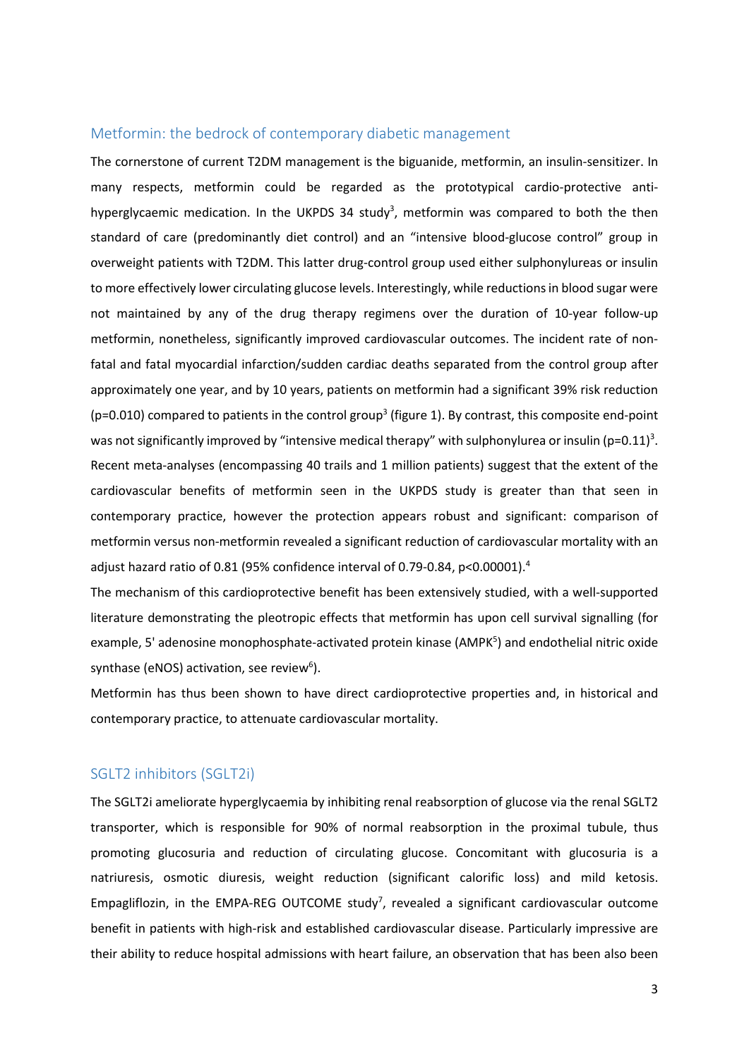## Metformin: the bedrock of contemporary diabetic management

The cornerstone of current T2DM management is the biguanide, metformin, an insulin-sensitizer. In many respects, metformin could be regarded as the prototypical cardio-protective anti-hyperglycaemic medication. In the UKPDS 34 study[3], metformin was compared to both the then standard of care (predominantly diet control) and an "intensive blood-glucose control" group in overweight patients with T2DM. This latter drug-control group used either sulphonylureas or insulin to more effectively lower circulating glucose levels. Interestingly, while reductions in blood sugar were not maintained by any of the drug therapy regimens over the duration of 10-year follow-up metformin, nonetheless, significantly improved cardiovascular outcomes. The incident rate of non-fatal and fatal myocardial infarction/sudden cardiac deaths separated from the control group after approximately one year, and by 10 years, patients on metformin had a significant 39% risk reduction ($p=0.010$) compared to patients in the control group[3] (figure 1). By contrast, this composite end-point was not significantly improved by "intensive medical therapy" with sulphonylurea or insulin ($p=0.11$)[3]. Recent meta-analyses (encompassing 40 trails and 1 million patients) suggest that the extent of the cardiovascular benefits of metformin seen in the UKPDS study is greater than that seen in contemporary practice, however the protection appears robust and significant: comparison of metformin versus non-metformin revealed a significant reduction of cardiovascular mortality with an adjust hazard ratio of 0.81 (95% confidence interval of 0.79-0.84, $p<0.00001$).[4]

The mechanism of this cardioprotective benefit has been extensively studied, with a well-supported literature demonstrating the pleotropic effects that metformin has upon cell survival signalling (for example, 5' adenosine monophosphate-activated protein kinase (AMPK[5]) and endothelial nitric oxide synthase (eNOS) activation, see review[6]).

Metformin has thus been shown to have direct cardioprotective properties and, in historical and contemporary practice, to attenuate cardiovascular mortality.

## SGLT2 inhibitors (SGLT2i)

The SGLT2i ameliorate hyperglycaemia by inhibiting renal reabsorption of glucose via the renal SGLT2 transporter, which is responsible for 90% of normal reabsorption in the proximal tubule, thus promoting glucosuria and reduction of circulating glucose. Concomitant with glucosuria is a natriuresis, osmotic diuresis, weight reduction (significant calorific loss) and mild ketosis. Empagliflozin, in the EMPA-REG OUTCOME study[7], revealed a significant cardiovascular outcome benefit in patients with high-risk and established cardiovascular disease. Particularly impressive are their ability to reduce hospital admissions with heart failure, an observation that has been also been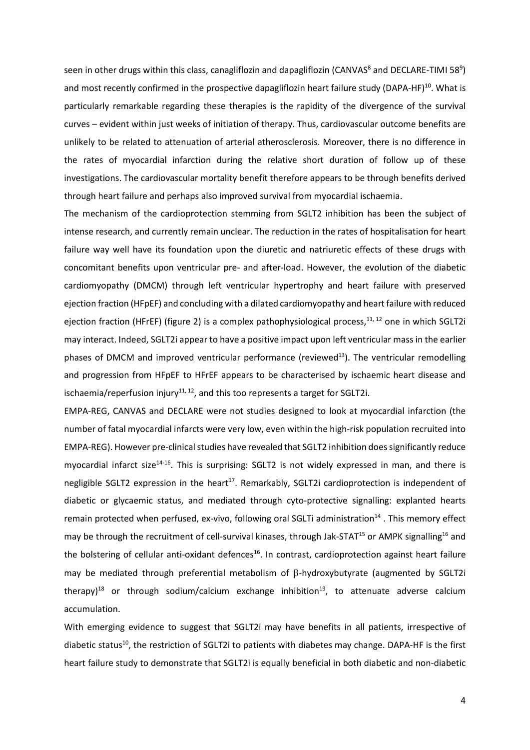seen in other drugs within this class, canagliflozin and dapagliflozin (CANVAS[8] and DECLARE-TIMI 58[9]) and most recently confirmed in the prospective dapagliflozin heart failure study (DAPA-HF)[10]. What is particularly remarkable regarding these therapies is the rapidity of the divergence of the survival curves – evident within just weeks of initiation of therapy. Thus, cardiovascular outcome benefits are unlikely to be related to attenuation of arterial atherosclerosis. Moreover, there is no difference in the rates of myocardial infarction during the relative short duration of follow up of these investigations. The cardiovascular mortality benefit therefore appears to be through benefits derived through heart failure and perhaps also improved survival from myocardial ischaemia.

The mechanism of the cardioprotection stemming from SGLT2 inhibition has been the subject of intense research, and currently remain unclear. The reduction in the rates of hospitalisation for heart failure way well have its foundation upon the diuretic and natriuretic effects of these drugs with concomitant benefits upon ventricular pre- and after-load. However, the evolution of the diabetic cardiomyopathy (DMCM) through left ventricular hypertrophy and heart failure with preserved ejection fraction (HFpEF) and concluding with a dilated cardiomyopathy and heart failure with reduced ejection fraction (HFrEF) (figure 2) is a complex pathophysiological process,[11, 12] one in which SGLT2i may interact. Indeed, SGLT2i appear to have a positive impact upon left ventricular mass in the earlier phases of DMCM and improved ventricular performance (reviewed[13]). The ventricular remodelling and progression from HFpEF to HFrEF appears to be characterised by ischaemic heart disease and ischaemia/reperfusion injury[11, 12], and this too represents a target for SGLT2i.

EMPA-REG, CANVAS and DECLARE were not studies designed to look at myocardial infarction (the number of fatal myocardial infarcts were very low, even within the high-risk population recruited into EMPA-REG). However pre-clinical studies have revealed that SGLT2 inhibition does significantly reduce myocardial infarct size[14-16]. This is surprising: SGLT2 is not widely expressed in man, and there is negligible SGLT2 expression in the heart[17]. Remarkably, SGLT2i cardioprotection is independent of diabetic or glycaemic status, and mediated through cyto-protective signalling: explanted hearts remain protected when perfused, ex-vivo, following oral SGLTi administration[14] . This memory effect may be through the recruitment of cell-survival kinases, through Jak-STAT[15] or AMPK signalling[16] and the bolstering of cellular anti-oxidant defences[16]. In contrast, cardioprotection against heart failure may be mediated through preferential metabolism of $\beta$-hydroxybutyrate (augmented by SGLT2i therapy)[18] or through sodium/calcium exchange inhibition[19], to attenuate adverse calcium accumulation.

With emerging evidence to suggest that SGLT2i may have benefits in all patients, irrespective of diabetic status[10], the restriction of SGLT2i to patients with diabetes may change. DAPA-HF is the first heart failure study to demonstrate that SGLT2i is equally beneficial in both diabetic and non-diabetic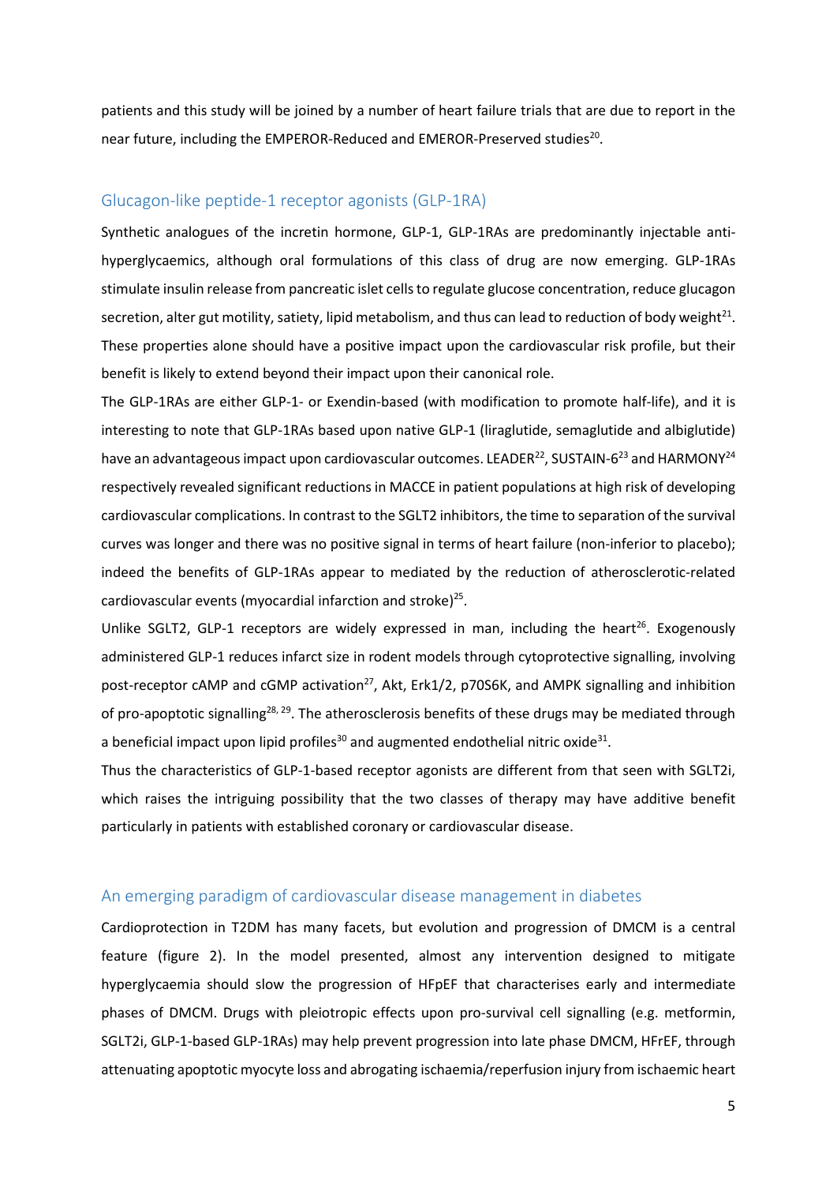patients and this study will be joined by a number of heart failure trials that are due to report in the near future, including the EMPEROR-Reduced and EMEROR-Preserved studies[20].

## Glucagon-like peptide-1 receptor agonists (GLP-1RA)

Synthetic analogues of the incretin hormone, GLP-1, GLP-1RAs are predominantly injectable anti-hyperglycaemics, although oral formulations of this class of drug are now emerging. GLP-1RAs stimulate insulin release from pancreatic islet cells to regulate glucose concentration, reduce glucagon secretion, alter gut motility, satiety, lipid metabolism, and thus can lead to reduction of body weight[21]. These properties alone should have a positive impact upon the cardiovascular risk profile, but their benefit is likely to extend beyond their impact upon their canonical role.

The GLP-1RAs are either GLP-1- or Exendin-based (with modification to promote half-life), and it is interesting to note that GLP-1RAs based upon native GLP-1 (liraglutide, semaglutide and albiglutide) have an advantageous impact upon cardiovascular outcomes. LEADER[22], SUSTAIN-6[23] and HARMONY[24] respectively revealed significant reductions in MACCE in patient populations at high risk of developing cardiovascular complications. In contrast to the SGLT2 inhibitors, the time to separation of the survival curves was longer and there was no positive signal in terms of heart failure (non-inferior to placebo); indeed the benefits of GLP-1RAs appear to mediated by the reduction of atherosclerotic-related cardiovascular events (myocardial infarction and stroke)[25].

Unlike SGLT2, GLP-1 receptors are widely expressed in man, including the heart[26]. Exogenously administered GLP-1 reduces infarct size in rodent models through cytoprotective signalling, involving post-receptor cAMP and cGMP activation[27], Akt, Erk1/2, p70S6K, and AMPK signalling and inhibition of pro-apoptotic signalling[28, 29]. The atherosclerosis benefits of these drugs may be mediated through a beneficial impact upon lipid profiles[30] and augmented endothelial nitric oxide[31].

Thus the characteristics of GLP-1-based receptor agonists are different from that seen with SGLT2i, which raises the intriguing possibility that the two classes of therapy may have additive benefit particularly in patients with established coronary or cardiovascular disease.

## An emerging paradigm of cardiovascular disease management in diabetes

Cardioprotection in T2DM has many facets, but evolution and progression of DMCM is a central feature (figure 2). In the model presented, almost any intervention designed to mitigate hyperglycaemia should slow the progression of HFpEF that characterises early and intermediate phases of DMCM. Drugs with pleiotropic effects upon pro-survival cell signalling (e.g. metformin, SGLT2i, GLP-1-based GLP-1RAs) may help prevent progression into late phase DMCM, HFrEF, through attenuating apoptotic myocyte loss and abrogating ischaemia/reperfusion injury from ischaemic heart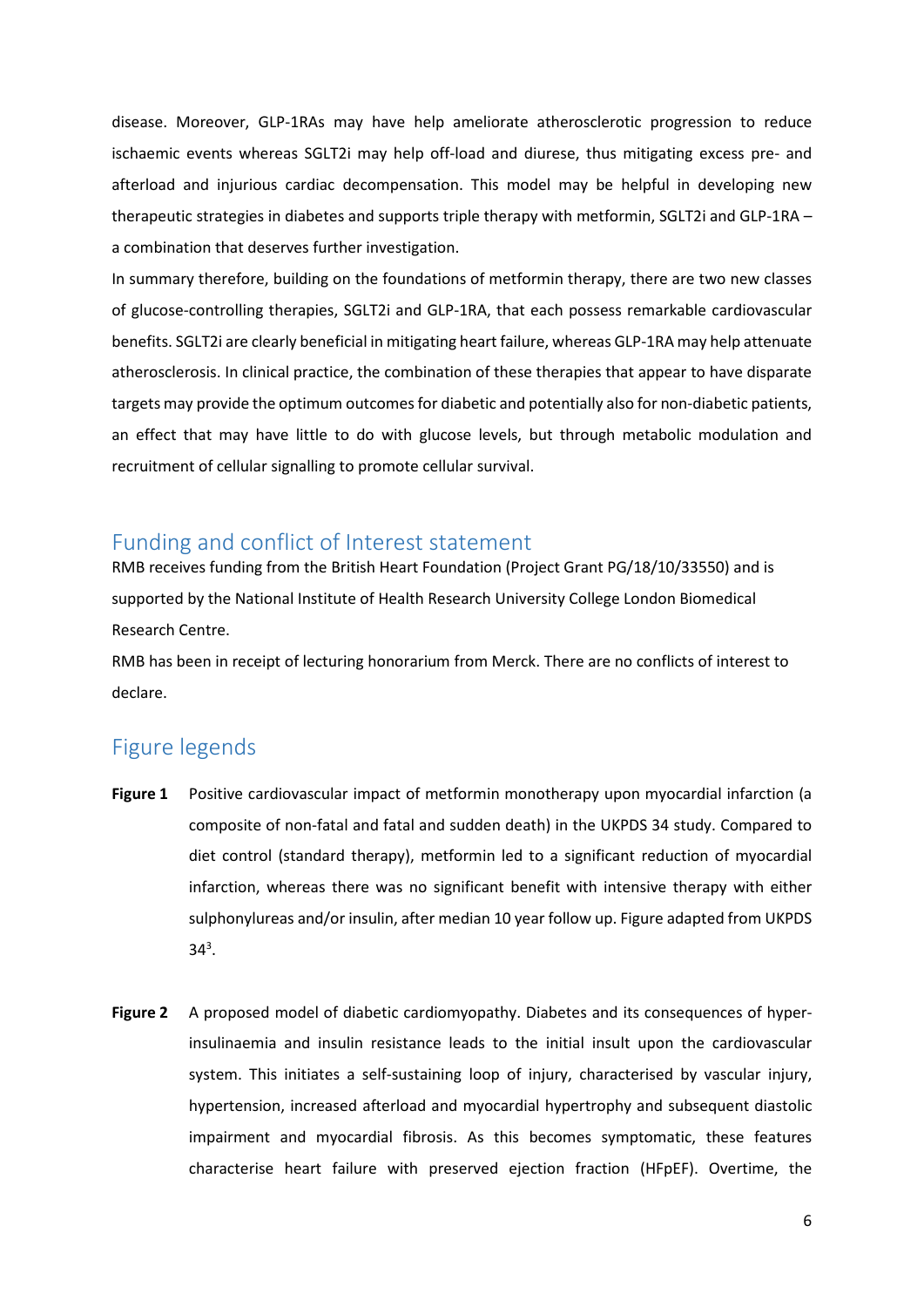disease. Moreover, GLP-1RAs may have help ameliorate atherosclerotic progression to reduce ischaemic events whereas SGLT2i may help off-load and diurese, thus mitigating excess pre- and afterload and injurious cardiac decompensation. This model may be helpful in developing new therapeutic strategies in diabetes and supports triple therapy with metformin, SGLT2i and GLP-1RA – a combination that deserves further investigation.

In summary therefore, building on the foundations of metformin therapy, there are two new classes of glucose-controlling therapies, SGLT2i and GLP-1RA, that each possess remarkable cardiovascular benefits. SGLT2i are clearly beneficial in mitigating heart failure, whereas GLP-1RA may help attenuate atherosclerosis. In clinical practice, the combination of these therapies that appear to have disparate targets may provide the optimum outcomes for diabetic and potentially also for non-diabetic patients, an effect that may have little to do with glucose levels, but through metabolic modulation and recruitment of cellular signalling to promote cellular survival.

## Funding and conflict of Interest statement

RMB receives funding from the British Heart Foundation (Project Grant PG/18/10/33550) and is supported by the National Institute of Health Research University College London Biomedical Research Centre.

RMB has been in receipt of lecturing honorarium from Merck. There are no conflicts of interest to declare.

## Figure legends

**Figure 1** Positive cardiovascular impact of metformin monotherapy upon myocardial infarction (a composite of non-fatal and fatal and sudden death) in the UKPDS 34 study. Compared to diet control (standard therapy), metformin led to a significant reduction of myocardial infarction, whereas there was no significant benefit with intensive therapy with either sulphonylureas and/or insulin, after median 10 year follow up. Figure adapted from UKPDS 34[3].

**Figure 2** A proposed model of diabetic cardiomyopathy. Diabetes and its consequences of hyper-insulinaemia and insulin resistance leads to the initial insult upon the cardiovascular system. This initiates a self-sustaining loop of injury, characterised by vascular injury, hypertension, increased afterload and myocardial hypertrophy and subsequent diastolic impairment and myocardial fibrosis. As this becomes symptomatic, these features characterise heart failure with preserved ejection fraction (HFpEF). Overtime, the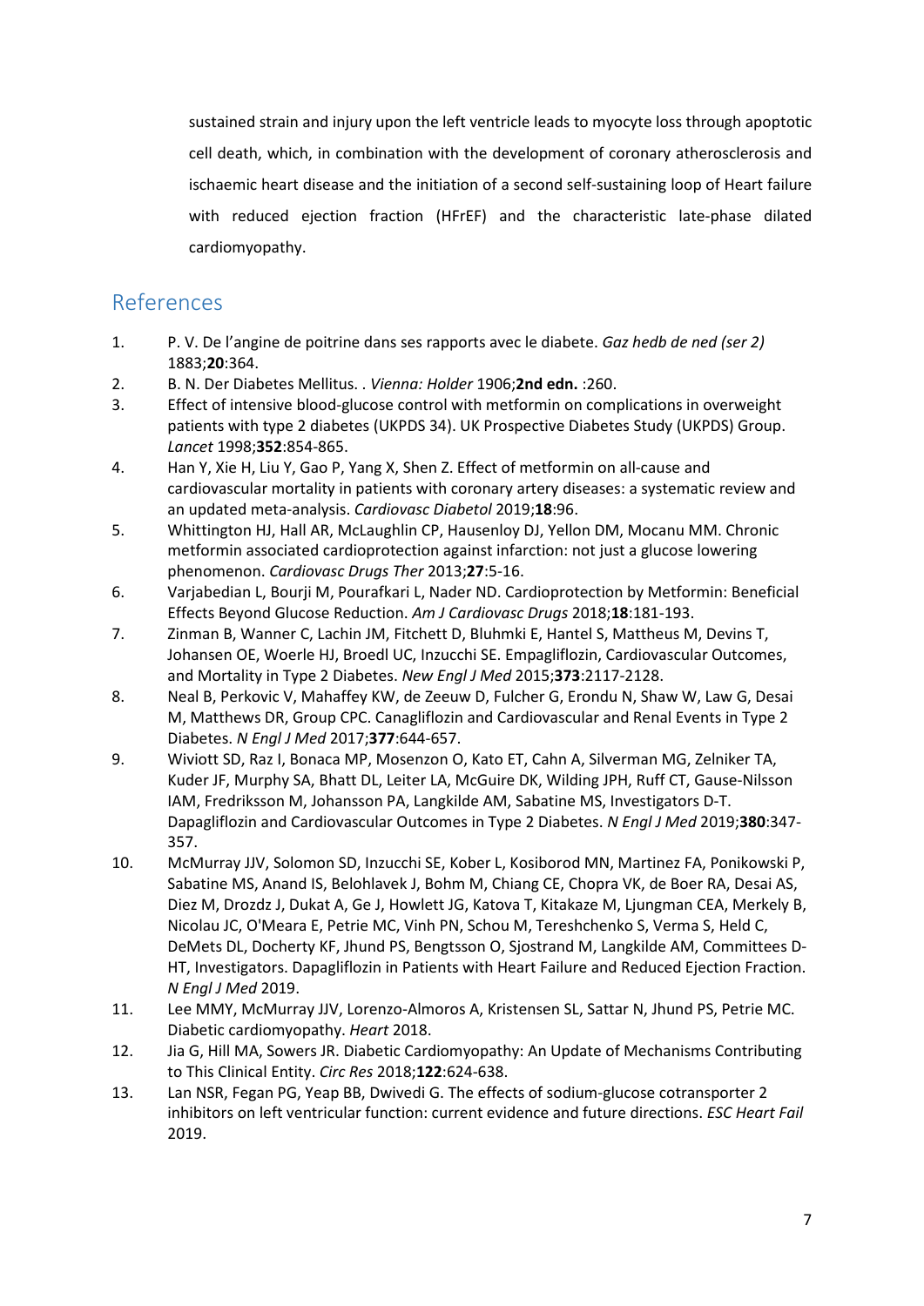sustained strain and injury upon the left ventricle leads to myocyte loss through apoptotic cell death, which, in combination with the development of coronary atherosclerosis and ischaemic heart disease and the initiation of a second self-sustaining loop of Heart failure with reduced ejection fraction (HFrEF) and the characteristic late-phase dilated cardiomyopathy.

## References

1. P. V. De l'angine de poitrine dans ses rapports avec le diabete. *Gaz hedb de ned (ser 2)* 1883;**20**:364.
2. B. N. Der Diabetes Mellitus. . *Vienna: Holder* 1906;**2nd edn.** :260.
3. Effect of intensive blood-glucose control with metformin on complications in overweight patients with type 2 diabetes (UKPDS 34). UK Prospective Diabetes Study (UKPDS) Group. *Lancet* 1998;**352**:854-865.
4. Han Y, Xie H, Liu Y, Gao P, Yang X, Shen Z. Effect of metformin on all-cause and cardiovascular mortality in patients with coronary artery diseases: a systematic review and an updated meta-analysis. *Cardiovasc Diabetol* 2019;**18**:96.
5. Whittington HJ, Hall AR, McLaughlin CP, Hausenloy DJ, Yellon DM, Mocanu MM. Chronic metformin associated cardioprotection against infarction: not just a glucose lowering phenomenon. *Cardiovasc Drugs Ther* 2013;**27**:5-16.
6. Varjabedian L, Bourji M, Pourafkari L, Nader ND. Cardioprotection by Metformin: Beneficial Effects Beyond Glucose Reduction. *Am J Cardiovasc Drugs* 2018;**18**:181-193.
7. Zinman B, Wanner C, Lachin JM, Fitchett D, Bluhmki E, Hantel S, Mattheus M, Devins T, Johansen OE, Woerle HJ, Broedl UC, Inzucchi SE. Empagliflozin, Cardiovascular Outcomes, and Mortality in Type 2 Diabetes. *New Engl J Med* 2015;**373**:2117-2128.
8. Neal B, Perkovic V, Mahaffey KW, de Zeeuw D, Fulcher G, Erondu N, Shaw W, Law G, Desai M, Matthews DR, Group CPC. Canagliflozin and Cardiovascular and Renal Events in Type 2 Diabetes. *N Engl J Med* 2017;**377**:644-657.
9. Wiviott SD, Raz I, Bonaca MP, Mosenzon O, Kato ET, Cahn A, Silverman MG, Zelniker TA, Kuder JF, Murphy SA, Bhatt DL, Leiter LA, McGuire DK, Wilding JPH, Ruff CT, Gause-Nilsson IAM, Fredriksson M, Johansson PA, Langkilde AM, Sabatine MS, Investigators D-T. Dapagliflozin and Cardiovascular Outcomes in Type 2 Diabetes. *N Engl J Med* 2019;**380**:347-357.
10. McMurray JJV, Solomon SD, Inzucchi SE, Kober L, Kosiborod MN, Martinez FA, Ponikowski P, Sabatine MS, Anand IS, Belohlavek J, Bohm M, Chiang CE, Chopra VK, de Boer RA, Desai AS, Diez M, Drozdz J, Dukat A, Ge J, Howlett JG, Katova T, Kitakaze M, Ljungman CEA, Merkely B, Nicolau JC, O'Meara E, Petrie MC, Vinh PN, Schou M, Tereshchenko S, Verma S, Held C, DeMets DL, Docherty KF, Jhund PS, Bengtsson O, Sjostrand M, Langkilde AM, Committees D-HT, Investigators. Dapagliflozin in Patients with Heart Failure and Reduced Ejection Fraction. *N Engl J Med* 2019.
11. Lee MMY, McMurray JJV, Lorenzo-Almoros A, Kristensen SL, Sattar N, Jhund PS, Petrie MC. Diabetic cardiomyopathy. *Heart* 2018.
12. Jia G, Hill MA, Sowers JR. Diabetic Cardiomyopathy: An Update of Mechanisms Contributing to This Clinical Entity. *Circ Res* 2018;**122**:624-638.
13. Lan NSR, Fegan PG, Yeap BB, Dwivedi G. The effects of sodium-glucose cotransporter 2 inhibitors on left ventricular function: current evidence and future directions. *ESC Heart Fail* 2019.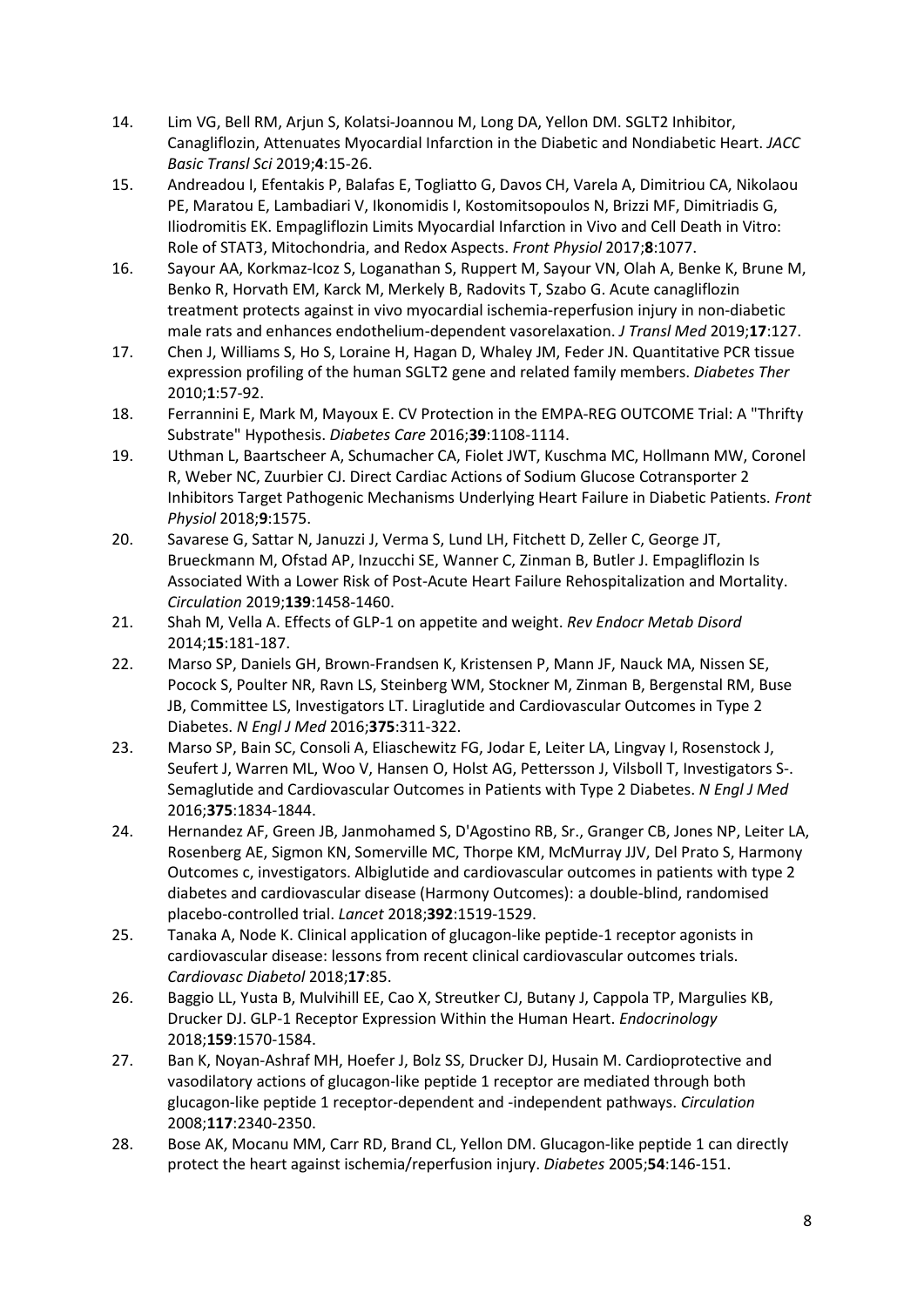14. Lim VG, Bell RM, Arjun S, Kolatsi-Joannou M, Long DA, Yellon DM. SGLT2 Inhibitor, Canagliflozin, Attenuates Myocardial Infarction in the Diabetic and Nondiabetic Heart. *JACC Basic Transl Sci* 2019;**4**:15-26.
15. Andreadou I, Efentakis P, Balafas E, Togliatto G, Davos CH, Varela A, Dimitriou CA, Nikolaou PE, Maratou E, Lambadiari V, Ikonomidis I, Kostomitsopoulos N, Brizzi MF, Dimitriadis G, Iliodromitis EK. Empagliflozin Limits Myocardial Infarction in Vivo and Cell Death in Vitro: Role of STAT3, Mitochondria, and Redox Aspects. *Front Physiol* 2017;**8**:1077.
16. Sayour AA, Korkmaz-Icoz S, Loganathan S, Ruppert M, Sayour VN, Olah A, Benke K, Brune M, Benko R, Horvath EM, Karck M, Merkely B, Radovits T, Szabo G. Acute canagliflozin treatment protects against in vivo myocardial ischemia-reperfusion injury in non-diabetic male rats and enhances endothelium-dependent vasorelaxation. *J Transl Med* 2019;**17**:127.
17. Chen J, Williams S, Ho S, Loraine H, Hagan D, Whaley JM, Feder JN. Quantitative PCR tissue expression profiling of the human SGLT2 gene and related family members. *Diabetes Ther* 2010;**1**:57-92.
18. Ferrannini E, Mark M, Mayoux E. CV Protection in the EMPA-REG OUTCOME Trial: A "Thrifty Substrate" Hypothesis. *Diabetes Care* 2016;**39**:1108-1114.
19. Uthman L, Baartscheer A, Schumacher CA, Fiolet JWT, Kuschma MC, Hollmann MW, Coronel R, Weber NC, Zuurbier CJ. Direct Cardiac Actions of Sodium Glucose Cotransporter 2 Inhibitors Target Pathogenic Mechanisms Underlying Heart Failure in Diabetic Patients. *Front Physiol* 2018;**9**:1575.
20. Savarese G, Sattar N, Januzzi J, Verma S, Lund LH, Fitchett D, Zeller C, George JT, Brueckmann M, Ofstad AP, Inzucchi SE, Wanner C, Zinman B, Butler J. Empagliflozin Is Associated With a Lower Risk of Post-Acute Heart Failure Rehospitalization and Mortality. *Circulation* 2019;**139**:1458-1460.
21. Shah M, Vella A. Effects of GLP-1 on appetite and weight. *Rev Endocr Metab Disord* 2014;**15**:181-187.
22. Marso SP, Daniels GH, Brown-Frandsen K, Kristensen P, Mann JF, Nauck MA, Nissen SE, Pocock S, Poulter NR, Ravn LS, Steinberg WM, Stockner M, Zinman B, Bergenstal RM, Buse JB, Committee LS, Investigators LT. Liraglutide and Cardiovascular Outcomes in Type 2 Diabetes. *N Engl J Med* 2016;**375**:311-322.
23. Marso SP, Bain SC, Consoli A, Eliaschewitz FG, Jodar E, Leiter LA, Lingvay I, Rosenstock J, Seufert J, Warren ML, Woo V, Hansen O, Holst AG, Pettersson J, Vilsboll T, Investigators S-. Semaglutide and Cardiovascular Outcomes in Patients with Type 2 Diabetes. *N Engl J Med* 2016;**375**:1834-1844.
24. Hernandez AF, Green JB, Janmohamed S, D'Agostino RB, Sr., Granger CB, Jones NP, Leiter LA, Rosenberg AE, Sigmon KN, Somerville MC, Thorpe KM, McMurray JJV, Del Prato S, Harmony Outcomes c, investigators. Albiglutide and cardiovascular outcomes in patients with type 2 diabetes and cardiovascular disease (Harmony Outcomes): a double-blind, randomised placebo-controlled trial. *Lancet* 2018;**392**:1519-1529.
25. Tanaka A, Node K. Clinical application of glucagon-like peptide-1 receptor agonists in cardiovascular disease: lessons from recent clinical cardiovascular outcomes trials. *Cardiovasc Diabetol* 2018;**17**:85.
26. Baggio LL, Yusta B, Mulvihill EE, Cao X, Streutker CJ, Butany J, Cappola TP, Margulies KB, Drucker DJ. GLP-1 Receptor Expression Within the Human Heart. *Endocrinology* 2018;**159**:1570-1584.
27. Ban K, Noyan-Ashraf MH, Hoefer J, Bolz SS, Drucker DJ, Husain M. Cardioprotective and vasodilatory actions of glucagon-like peptide 1 receptor are mediated through both glucagon-like peptide 1 receptor-dependent and -independent pathways. *Circulation* 2008;**117**:2340-2350.
28. Bose AK, Mocanu MM, Carr RD, Brand CL, Yellon DM. Glucagon-like peptide 1 can directly protect the heart against ischemia/reperfusion injury. *Diabetes* 2005;**54**:146-151.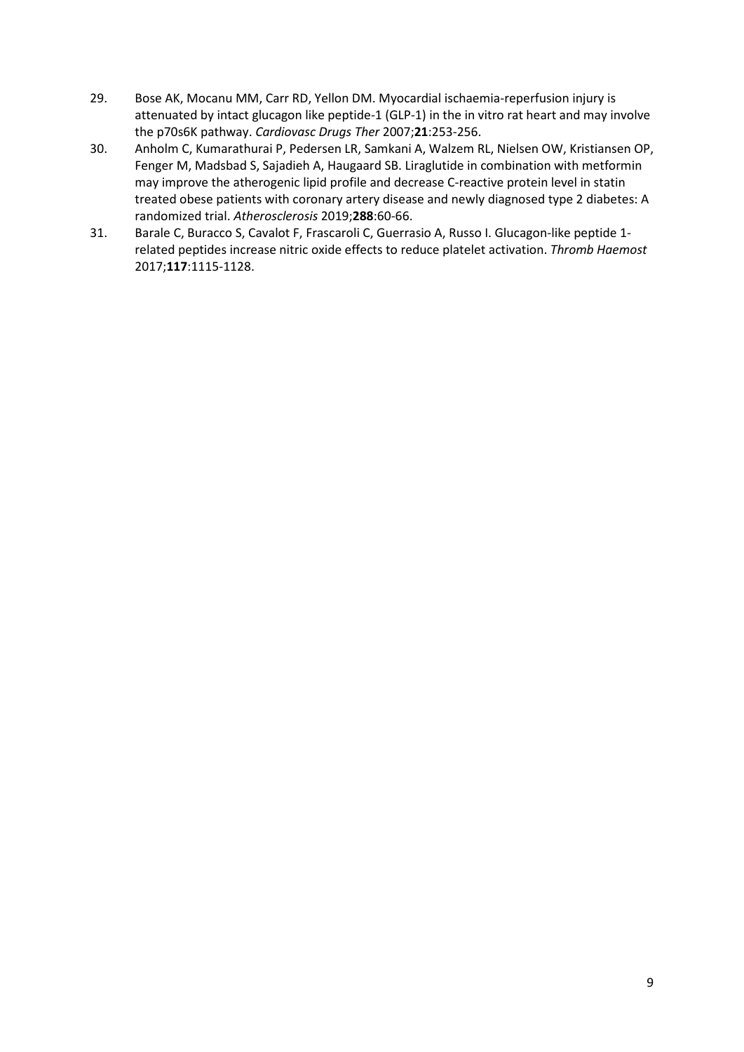29. Bose AK, Mocanu MM, Carr RD, Yellon DM. Myocardial ischaemia-reperfusion injury is attenuated by intact glucagon like peptide-1 (GLP-1) in the in vitro rat heart and may involve the p70s6K pathway. *Cardiovasc Drugs Ther* 2007;**21**:253-256.
30. Anholm C, Kumarathurai P, Pedersen LR, Samkani A, Walzem RL, Nielsen OW, Kristiansen OP, Fenger M, Madsbad S, Sajadieh A, Haugaard SB. Liraglutide in combination with metformin may improve the atherogenic lipid profile and decrease C-reactive protein level in statin treated obese patients with coronary artery disease and newly diagnosed type 2 diabetes: A randomized trial. *Atherosclerosis* 2019;**288**:60-66.
31. Barale C, Buracco S, Cavalot F, Frascaroli C, Guerrasio A, Russo I. Glucagon-like peptide 1-related peptides increase nitric oxide effects to reduce platelet activation. *Thromb Haemost* 2017;**117**:1115-1128.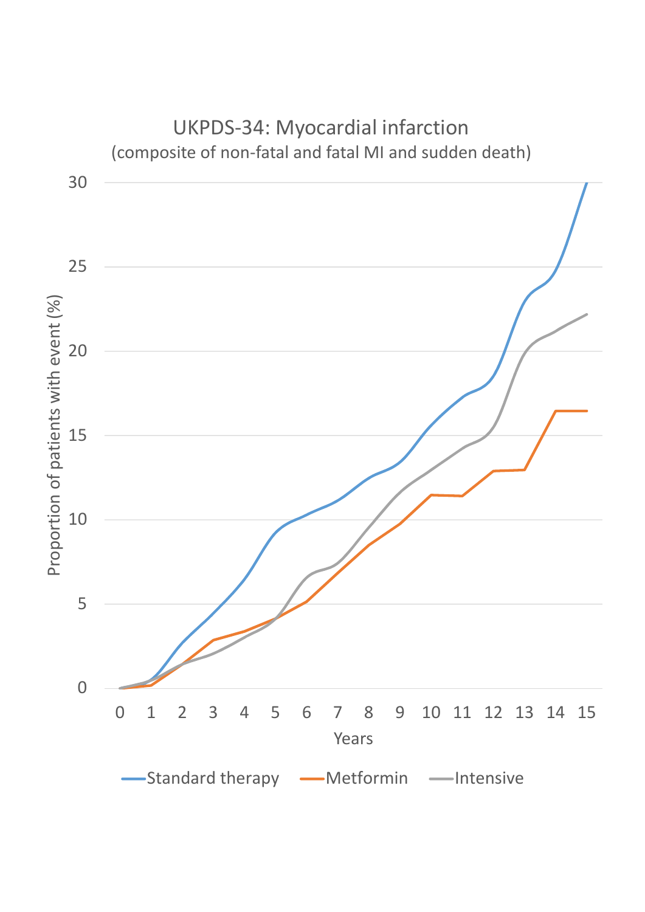## UKPDS-34: Myocardial infarction

(composite of non-fatal and fatal MI and sudden death)

Proportion of patients with event (%)

Years

Standard therapy — Metformin — Intensive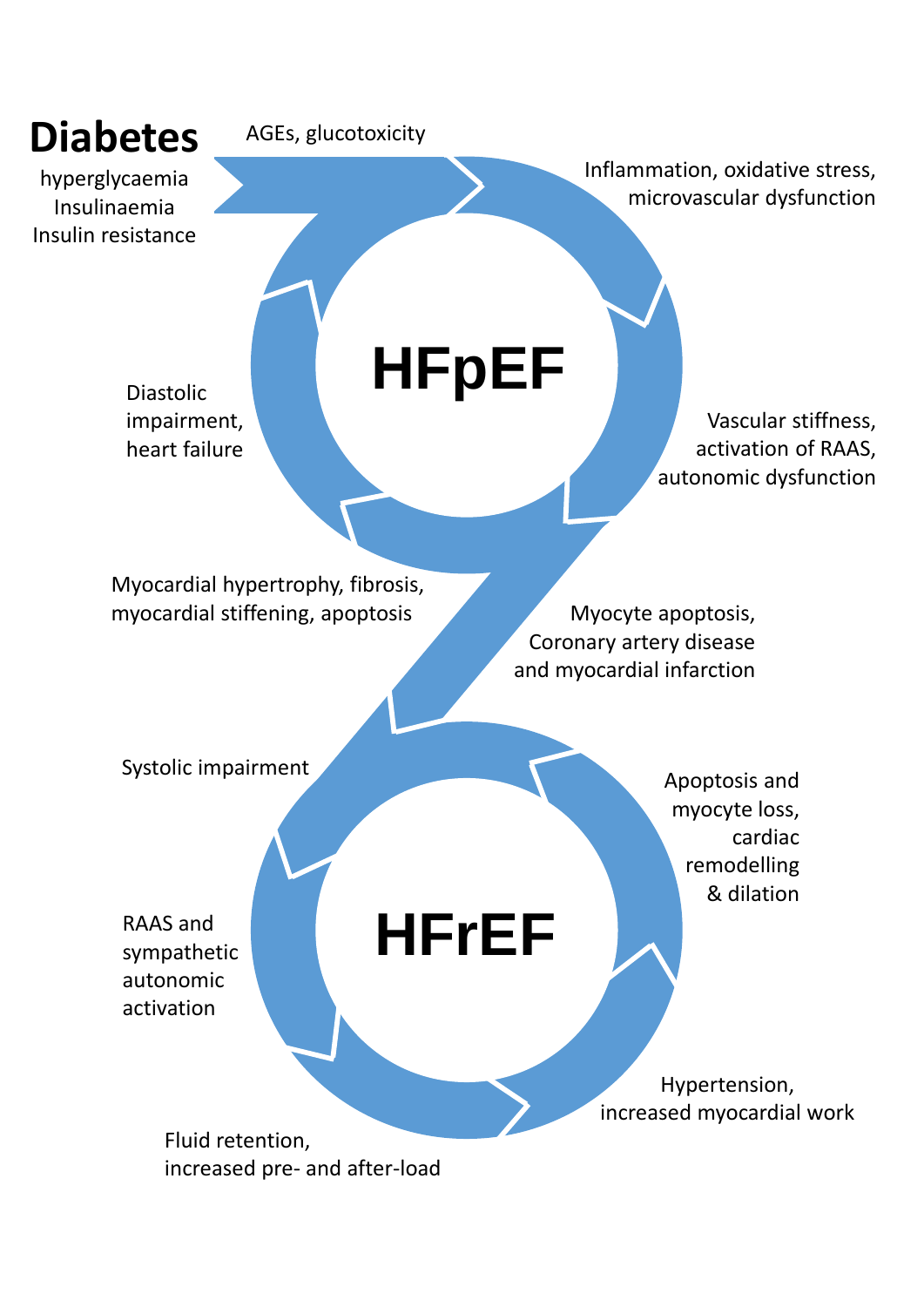**Diabetes**

hyperglycaemia
Insulinaemia
Insulin resistance

AGEs, glucotoxicity

Inflammation, oxidative stress, microvascular dysfunction

**HFpEF**

Vascular stiffness, activation of RAAS, autonomic dysfunction

Diastolic impairment, heart failure

Myocardial hypertrophy, fibrosis, myocardial stiffening, apoptosis

Myocyte apoptosis, Coronary artery disease and myocardial infarction

Systolic impairment

Apoptosis and myocyte loss, cardiac remodelling & dilation

**HFrEF**

RAAS and sympathetic autonomic activation

Hypertension, increased myocardial work

Fluid retention, increased pre- and after-load